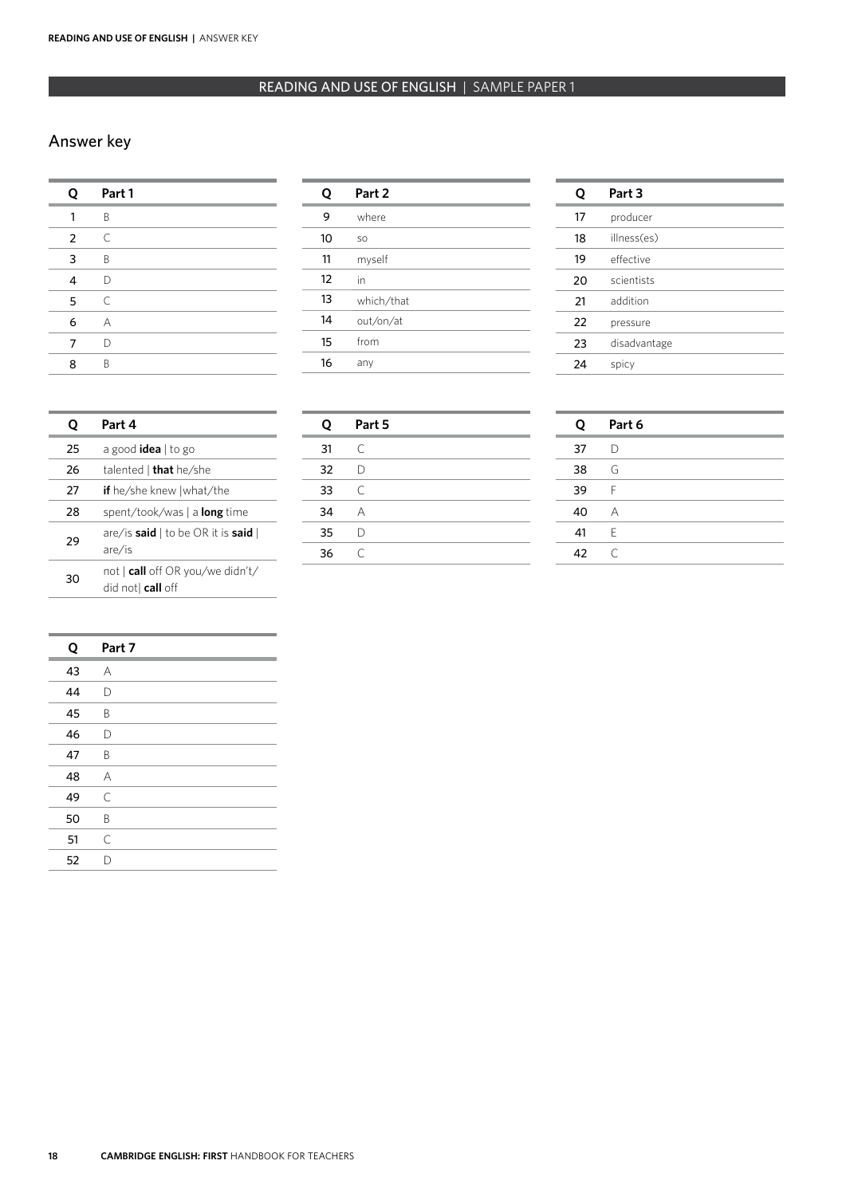## READING AND USE OF ENGLISH | SAMPLE PAPER 1

### Answer key

| Q | Part 1 |
|---|---|
| 1 | B |
| 2 | C |
| 3 | B |
| 4 | D |
| 5 | C |
| 6 | A |
| 7 | D |
| 8 | B |

| Q | Part 2 |
|---|---|
| 9 | where |
| 10 | so |
| 11 | myself |
| 12 | in |
| 13 | which/that |
| 14 | out/on/at |
| 15 | from |
| 16 | any |

| Q | Part 3 |
|---|---|
| 17 | producer |
| 18 | illness(es) |
| 19 | effective |
| 20 | scientists |
| 21 | addition |
| 22 | pressure |
| 23 | disadvantage |
| 24 | spicy |

| Q | Part 4 |
|---|---|
| 25 | a good **idea** \| to go |
| 26 | talented \| **that** he/she |
| 27 | **if** he/she knew \|what/the |
| 28 | spent/took/was \| a **long** time |
| 29 | are/is **said** \| to be OR it is **said** \| are/is |
| 30 | not \| **call** off OR you/we didn't/ did not\| **call** off |

| Q | Part 5 |
|---|---|
| 31 | C |
| 32 | D |
| 33 | C |
| 34 | A |
| 35 | D |
| 36 | C |

| Q | Part 6 |
|---|---|
| 37 | D |
| 38 | G |
| 39 | F |
| 40 | A |
| 41 | E |
| 42 | C |

| Q | Part 7 |
|---|---|
| 43 | A |
| 44 | D |
| 45 | B |
| 46 | D |
| 47 | B |
| 48 | A |
| 49 | C |
| 50 | B |
| 51 | C |
| 52 | D |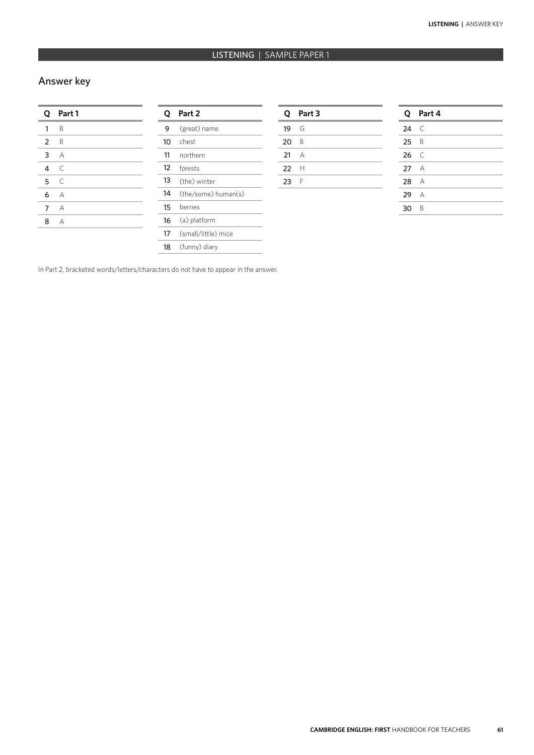## LISTENING | SAMPLE PAPER 1

## Answer key

| Q | Part 1 |
|---|---|
| 1 | B |
| 2 | B |
| 3 | A |
| 4 | C |
| 5 | C |
| 6 | A |
| 7 | A |
| 8 | A |

| Q | Part 2 |
|---|---|
| 9 | (great) name |
| 10 | chest |
| 11 | northern |
| 12 | forests |
| 13 | (the) winter |
| 14 | (the/some) human(s) |
| 15 | berries |
| 16 | (a) platform |
| 17 | (small/little) mice |
| 18 | (funny) diary |

| Q | Part 3 |
|---|---|
| 19 | G |
| 20 | B |
| 21 | A |
| 22 | H |
| 23 | F |

| Q | Part 4 |
|---|---|
| 24 | C |
| 25 | B |
| 26 | C |
| 27 | A |
| 28 | A |
| 29 | A |
| 30 | B |

In Part 2, bracketed words/letters/characters do not have to appear in the answer.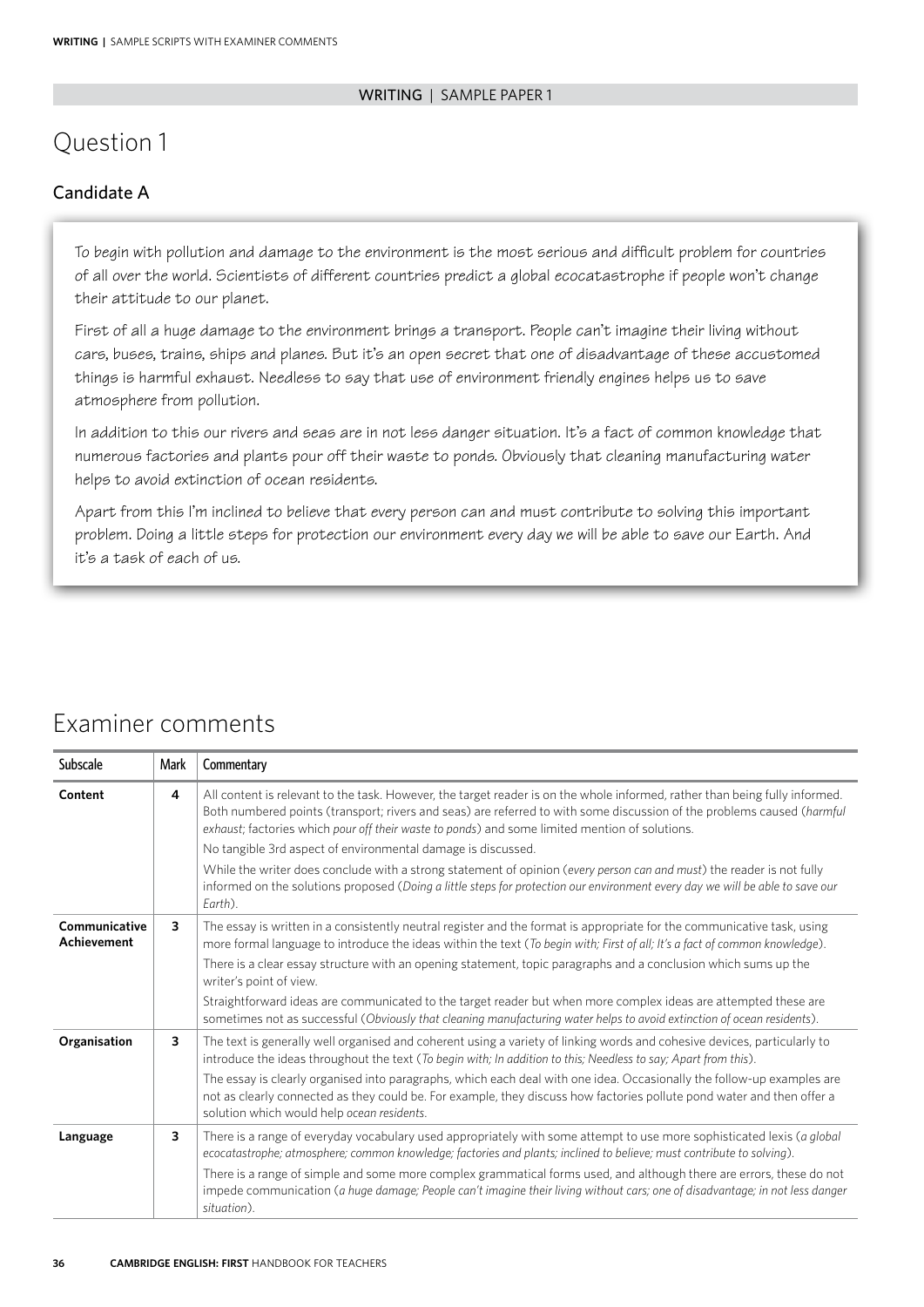WRITING | SAMPLE PAPER 1

# Question 1

## Candidate A

To begin with pollution and damage to the environment is the most serious and difficult problem for countries of all over the world. Scientists of different countries predict a global ecocatastrophe if people won't change their attitude to our planet.

First of all a huge damage to the environment brings a transport. People can't imagine their living without cars, buses, trains, ships and planes. But it's an open secret that one of disadvantage of these accustomed things is harmful exhaust. Needless to say that use of environment friendly engines helps us to save atmosphere from pollution.

In addition to this our rivers and seas are in not less danger situation. It's a fact of common knowledge that numerous factories and plants pour off their waste to ponds. Obviously that cleaning manufacturing water helps to avoid extinction of ocean residents.

Apart from this I'm inclined to believe that every person can and must contribute to solving this important problem. Doing a little steps for protection our environment every day we will be able to save our Earth. And it's a task of each of us.

# Examiner comments

| Subscale | Mark | Commentary |
|---|---|---|
| **Content** | **4** | All content is relevant to the task. However, the target reader is on the whole informed, rather than being fully informed. Both numbered points (transport; rivers and seas) are referred to with some discussion of the problems caused (*harmful exhaust*; factories which *pour off their waste to ponds*) and some limited mention of solutions.<br>No tangible 3rd aspect of environmental damage is discussed.<br>While the writer does conclude with a strong statement of opinion (*every person can and must*) the reader is not fully informed on the solutions proposed (*Doing a little steps for protection our environment every day we will be able to save our Earth*). |
| **Communicative Achievement** | **3** | The essay is written in a consistently neutral register and the format is appropriate for the communicative task, using more formal language to introduce the ideas within the text (*To begin with; First of all; It's a fact of common knowledge*).<br>There is a clear essay structure with an opening statement, topic paragraphs and a conclusion which sums up the writer's point of view.<br>Straightforward ideas are communicated to the target reader but when more complex ideas are attempted these are sometimes not as successful (*Obviously that cleaning manufacturing water helps to avoid extinction of ocean residents*). |
| **Organisation** | **3** | The text is generally well organised and coherent using a variety of linking words and cohesive devices, particularly to introduce the ideas throughout the text (*To begin with; In addition to this; Needless to say; Apart from this*).<br>The essay is clearly organised into paragraphs, which each deal with one idea. Occasionally the follow-up examples are not as clearly connected as they could be. For example, they discuss how factories pollute pond water and then offer a solution which would help *ocean residents*. |
| **Language** | **3** | There is a range of everyday vocabulary used appropriately with some attempt to use more sophisticated lexis (*a global ecocatastrophe; atmosphere; common knowledge; factories and plants; inclined to believe; must contribute to solving*).<br>There is a range of simple and some more complex grammatical forms used, and although there are errors, these do not impede communication (*a huge damage; People can't imagine their living without cars; one of disadvantage; in not less danger situation*). |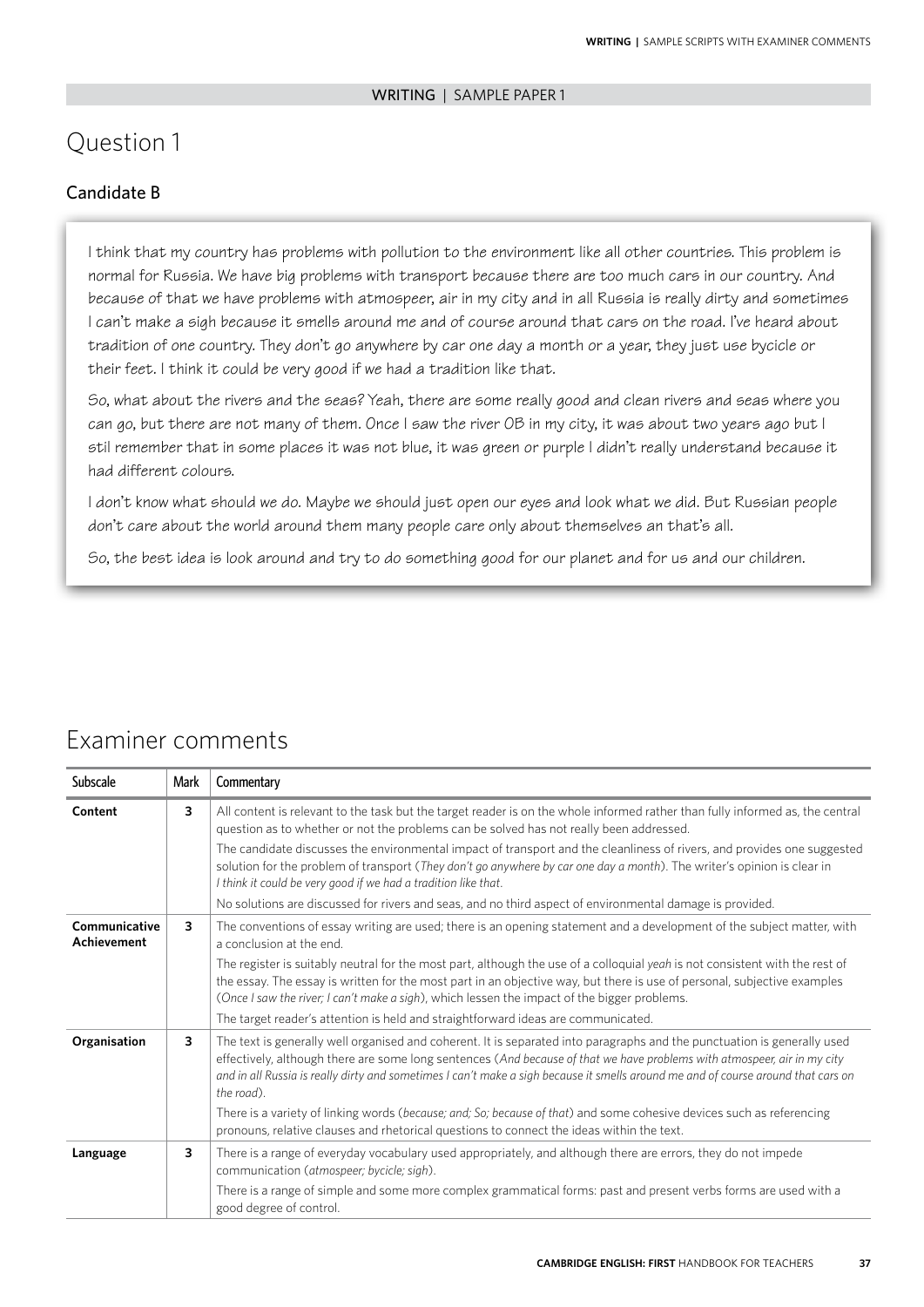WRITING | SAMPLE PAPER 1

# Question 1

## Candidate B

I think that my country has problems with pollution to the environment like all other countries. This problem is normal for Russia. We have big problems with transport because there are too much cars in our country. And because of that we have problems with atmospeer, air in my city and in all Russia is really dirty and sometimes I can't make a sigh because it smells around me and of course around that cars on the road. I've heard about tradition of one country. They don't go anywhere by car one day a month or a year, they just use bycicle or their feet. I think it could be very good if we had a tradition like that.

So, what about the rivers and the seas? Yeah, there are some really good and clean rivers and seas where you can go, but there are not many of them. Once I saw the river OB in my city, it was about two years ago but I stil remember that in some places it was not blue, it was green or purple I didn't really understand because it had different colours.

I don't know what should we do. Maybe we should just open our eyes and look what we did. But Russian people don't care about the world around them many people care only about themselves an that's all.

So, the best idea is look around and try to do something good for our planet and for us and our children.

# Examiner comments

| Subscale | Mark | Commentary |
|---|---|---|
| **Content** | 3 | All content is relevant to the task but the target reader is on the whole informed rather than fully informed as, the central question as to whether or not the problems can be solved has not really been addressed.<br><br>The candidate discusses the environmental impact of transport and the cleanliness of rivers, and provides one suggested solution for the problem of transport (*They don't go anywhere by car one day a month*). The writer's opinion is clear in *I think it could be very good if we had a tradition like that*.<br><br>No solutions are discussed for rivers and seas, and no third aspect of environmental damage is provided. |
| **Communicative Achievement** | 3 | The conventions of essay writing are used; there is an opening statement and a development of the subject matter, with a conclusion at the end.<br><br>The register is suitably neutral for the most part, although the use of a colloquial *yeah* is not consistent with the rest of the essay. The essay is written for the most part in an objective way, but there is use of personal, subjective examples (*Once I saw the river; I can't make a sigh*), which lessen the impact of the bigger problems.<br><br>The target reader's attention is held and straightforward ideas are communicated. |
| **Organisation** | 3 | The text is generally well organised and coherent. It is separated into paragraphs and the punctuation is generally used effectively, although there are some long sentences (*And because of that we have problems with atmospeer, air in my city and in all Russia is really dirty and sometimes I can't make a sigh because it smells around me and of course around that cars on the road*).<br><br>There is a variety of linking words (*because; and; So; because of that*) and some cohesive devices such as referencing pronouns, relative clauses and rhetorical questions to connect the ideas within the text. |
| **Language** | 3 | There is a range of everyday vocabulary used appropriately, and although there are errors, they do not impede communication (*atmospeer; bycicle; sigh*).<br><br>There is a range of simple and some more complex grammatical forms: past and present verbs forms are used with a good degree of control. |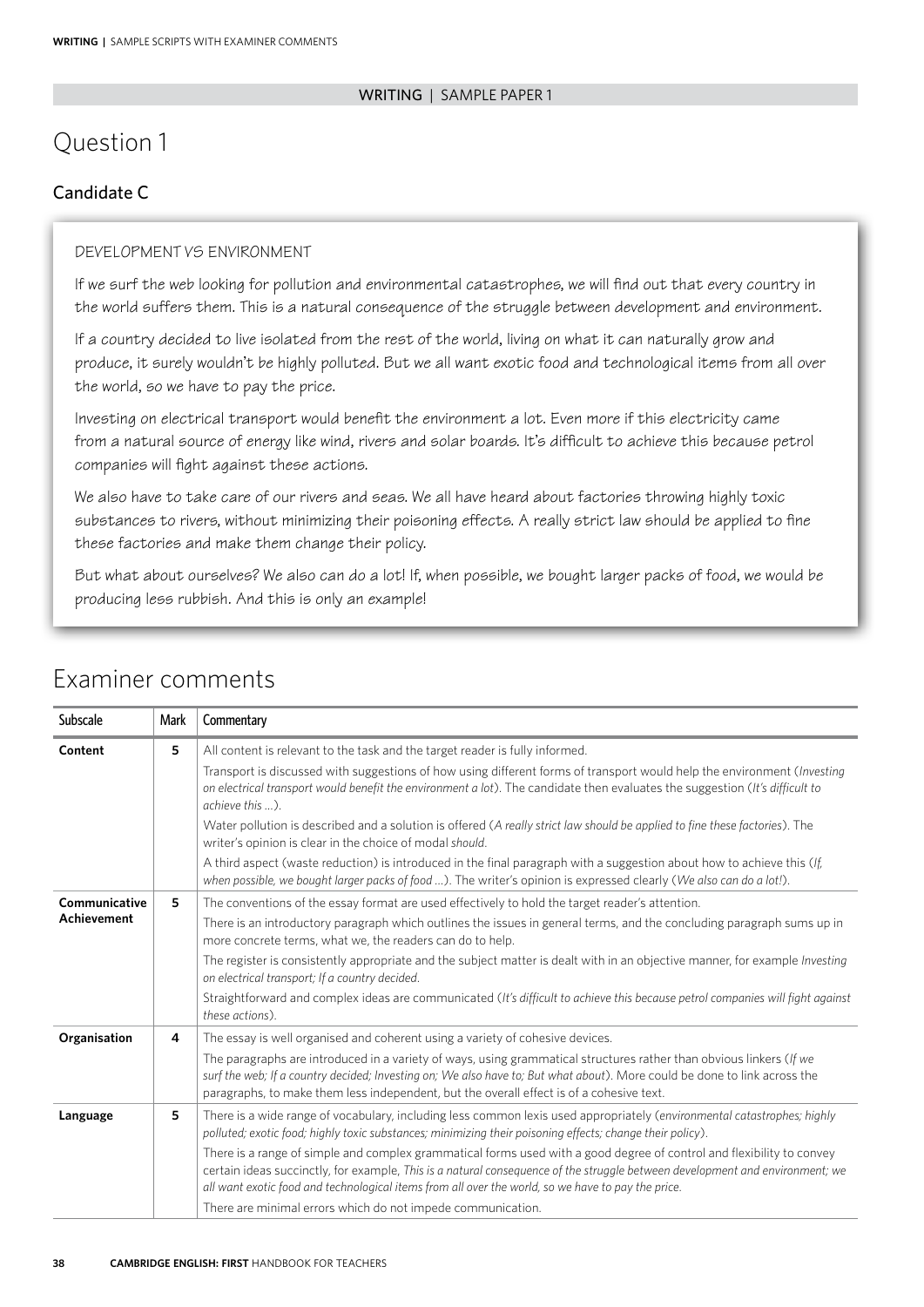WRITING | SAMPLE PAPER 1

# Question 1

## Candidate C

DEVELOPMENT VS ENVIRONMENT

If we surf the web looking for pollution and environmental catastrophes, we will find out that every country in the world suffers them. This is a natural consequence of the struggle between development and environment.

If a country decided to live isolated from the rest of the world, living on what it can naturally grow and produce, it surely wouldn't be highly polluted. But we all want exotic food and technological items from all over the world, so we have to pay the price.

Investing on electrical transport would benefit the environment a lot. Even more if this electricity came from a natural source of energy like wind, rivers and solar boards. It's difficult to achieve this because petrol companies will fight against these actions.

We also have to take care of our rivers and seas. We all have heard about factories throwing highly toxic substances to rivers, without minimizing their poisoning effects. A really strict law should be applied to fine these factories and make them change their policy.

But what about ourselves? We also can do a lot! If, when possible, we bought larger packs of food, we would be producing less rubbish. And this is only an example!

# Examiner comments

| Subscale | Mark | Commentary |
|---|---|---|
| **Content** | **5** | All content is relevant to the task and the target reader is fully informed. Transport is discussed with suggestions of how using different forms of transport would help the environment (*Investing on electrical transport would benefit the environment a lot*). The candidate then evaluates the suggestion (*It's difficult to achieve this …*). Water pollution is described and a solution is offered (*A really strict law should be applied to fine these factories*). The writer's opinion is clear in the choice of modal *should*. A third aspect (waste reduction) is introduced in the final paragraph with a suggestion about how to achieve this (*If, when possible, we bought larger packs of food …*). The writer's opinion is expressed clearly (*We also can do a lot!*). |
| **Communicative Achievement** | **5** | The conventions of the essay format are used effectively to hold the target reader's attention. There is an introductory paragraph which outlines the issues in general terms, and the concluding paragraph sums up in more concrete terms, what we, the readers can do to help. The register is consistently appropriate and the subject matter is dealt with in an objective manner, for example *Investing on electrical transport; If a country decided*. Straightforward and complex ideas are communicated (*It's difficult to achieve this because petrol companies will fight against these actions*). |
| **Organisation** | **4** | The essay is well organised and coherent using a variety of cohesive devices. The paragraphs are introduced in a variety of ways, using grammatical structures rather than obvious linkers (*If we surf the web; If a country decided; Investing on; We also have to; But what about*). More could be done to link across the paragraphs, to make them less independent, but the overall effect is of a cohesive text. |
| **Language** | **5** | There is a wide range of vocabulary, including less common lexis used appropriately (*environmental catastrophes; highly polluted; exotic food; highly toxic substances; minimizing their poisoning effects; change their policy*). There is a range of simple and complex grammatical forms used with a good degree of control and flexibility to convey certain ideas succinctly, for example, *This is a natural consequence of the struggle between development and environment; we all want exotic food and technological items from all over the world, so we have to pay the price*. There are minimal errors which do not impede communication. |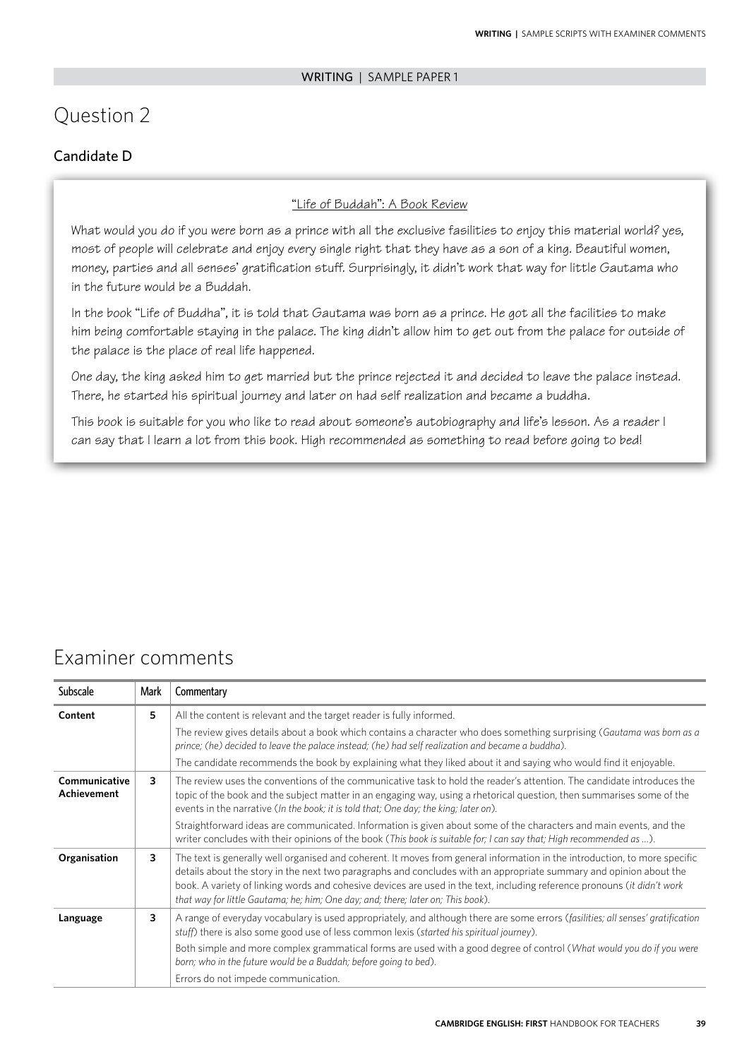WRITING | SAMPLE PAPER 1

# Question 2

## Candidate D

"Life of Buddah": A Book Review

What would you do if you were born as a prince with all the exclusive fasilities to enjoy this material world? yes, most of people will celebrate and enjoy every single right that they have as a son of a king. Beautiful women, money, parties and all senses' gratification stuff. Surprisingly, it didn't work that way for little Gautama who in the future would be a Buddah.

In the book "Life of Buddha", it is told that Gautama was born as a prince. He got all the facilities to make him being comfortable staying in the palace. The king didn't allow him to get out from the palace for outside of the palace is the place of real life happened.

One day, the king asked him to get married but the prince rejected it and decided to leave the palace instead. There, he started his spiritual journey and later on had self realization and became a buddha.

This book is suitable for you who like to read about someone's autobiography and life's lesson. As a reader I can say that I learn a lot from this book. High recommended as something to read before going to bed!

# Examiner comments

| Subscale | Mark | Commentary |
|---|---|---|
| **Content** | 5 | All the content is relevant and the target reader is fully informed.<br>The review gives details about a book which contains a character who does something surprising (*Gautama was born as a prince; (he) decided to leave the palace instead; (he) had self realization and became a buddha*).<br>The candidate recommends the book by explaining what they liked about it and saying who would find it enjoyable. |
| **Communicative Achievement** | 3 | The review uses the conventions of the communicative task to hold the reader's attention. The candidate introduces the topic of the book and the subject matter in an engaging way, using a rhetorical question, then summarises some of the events in the narrative (*In the book; it is told that; One day; the king; later on*).<br>Straightforward ideas are communicated. Information is given about some of the characters and main events, and the writer concludes with their opinions of the book (*This book is suitable for; I can say that; High recommended as …*). |
| **Organisation** | 3 | The text is generally well organised and coherent. It moves from general information in the introduction, to more specific details about the story in the next two paragraphs and concludes with an appropriate summary and opinion about the book. A variety of linking words and cohesive devices are used in the text, including reference pronouns (*it didn't work that way for little Gautama; he; him; One day; and; there; later on; This book*). |
| **Language** | 3 | A range of everyday vocabulary is used appropriately, and although there are some errors (*fasilities; all senses' gratification stuff*) there is also some good use of less common lexis (*started his spiritual journey*).<br>Both simple and more complex grammatical forms are used with a good degree of control (*What would you do if you were born; who in the future would be a Buddah; before going to bed*).<br>Errors do not impede communication. |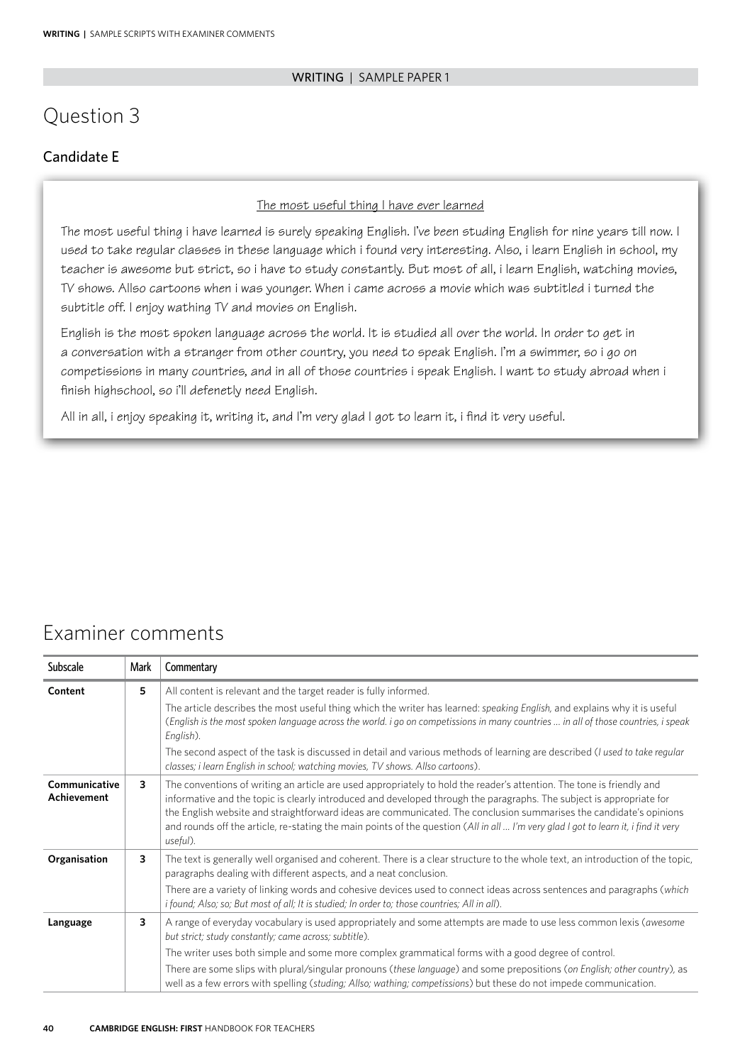**WRITING** | SAMPLE PAPER 1

# Question 3

## Candidate E

The most useful thing I have ever learned

The most useful thing i have learned is surely speaking English. I've been studing English for nine years till now. I used to take regular classes in these language which i found very interesting. Also, i learn English in school, my teacher is awesome but strict, so i have to study constantly. But most of all, i learn English, watching movies, TV shows. Allso cartoons when i was younger. When i came across a movie which was subtitled i turned the subtitle off. I enjoy wathing TV and movies on English.

English is the most spoken language across the world. It is studied all over the world. In order to get in a conversation with a stranger from other country, you need to speak English. I'm a swimmer, so i go on competissions in many countries, and in all of those countries i speak English. I want to study abroad when i finish highschool, so i'll defenetly need English.

All in all, i enjoy speaking it, writing it, and I'm very glad I got to learn it, i find it very useful.

# Examiner comments

| Subscale | Mark | Commentary |
|---|---|---|
| **Content** | **5** | All content is relevant and the target reader is fully informed.<br><br>The article describes the most useful thing which the writer has learned: *speaking English,* and explains why it is useful (*English is the most spoken language across the world. i go on competissions in many countries … in all of those countries, i speak English*).<br><br>The second aspect of the task is discussed in detail and various methods of learning are described (*I used to take regular classes; i learn English in school; watching movies, TV shows. Allso cartoons*). |
| **Communicative Achievement** | **3** | The conventions of writing an article are used appropriately to hold the reader's attention. The tone is friendly and informative and the topic is clearly introduced and developed through the paragraphs. The subject is appropriate for the English website and straightforward ideas are communicated. The conclusion summarises the candidate's opinions and rounds off the article, re-stating the main points of the question (*All in all … I'm very glad I got to learn it, i find it very useful*). |
| **Organisation** | **3** | The text is generally well organised and coherent. There is a clear structure to the whole text, an introduction of the topic, paragraphs dealing with different aspects, and a neat conclusion.<br><br>There are a variety of linking words and cohesive devices used to connect ideas across sentences and paragraphs (*which i found; Also; so; But most of all; It is studied; In order to; those countries; All in all*). |
| **Language** | **3** | A range of everyday vocabulary is used appropriately and some attempts are made to use less common lexis (*awesome but strict; study constantly; came across; subtitle*).<br><br>The writer uses both simple and some more complex grammatical forms with a good degree of control.<br><br>There are some slips with plural/singular pronouns (*these language*) and some prepositions (*on English; other country*), as well as a few errors with spelling (*studing; Allso; wathing; competissions*) but these do not impede communication. |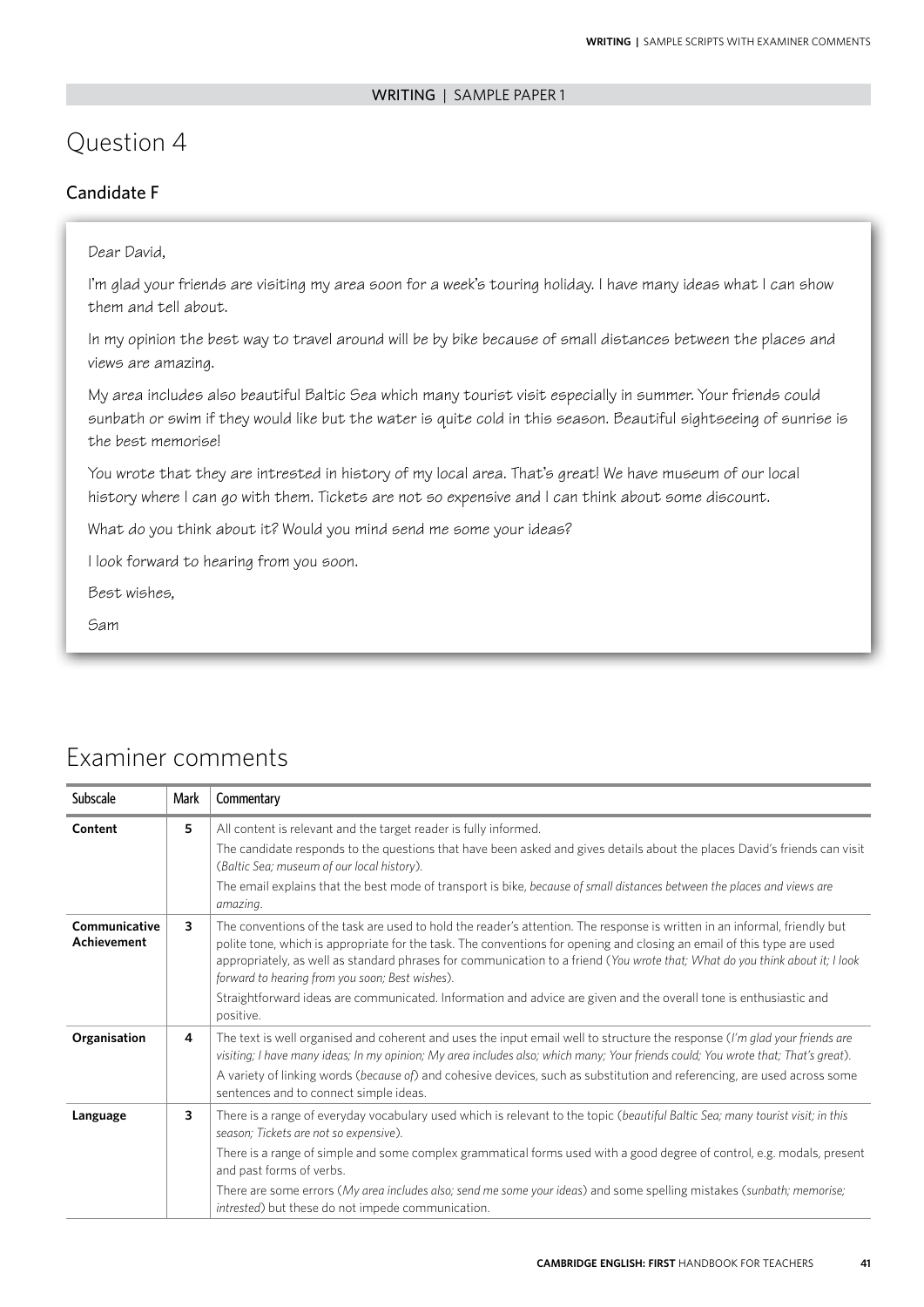WRITING | SAMPLE PAPER 1

# Question 4

## Candidate F

Dear David,

I'm glad your friends are visiting my area soon for a week's touring holiday. I have many ideas what I can show them and tell about.

In my opinion the best way to travel around will be by bike because of small distances between the places and views are amazing.

My area includes also beautiful Baltic Sea which many tourist visit especially in summer. Your friends could sunbath or swim if they would like but the water is quite cold in this season. Beautiful sightseeing of sunrise is the best memorise!

You wrote that they are intrested in history of my local area. That's great! We have museum of our local history where I can go with them. Tickets are not so expensive and I can think about some discount.

What do you think about it? Would you mind send me some your ideas?

I look forward to hearing from you soon.

Best wishes,

Sam

# Examiner comments

| Subscale | Mark | Commentary |
|---|---|---|
| **Content** | 5 | All content is relevant and the target reader is fully informed. The candidate responds to the questions that have been asked and gives details about the places David's friends can visit (*Baltic Sea; museum of our local history*). The email explains that the best mode of transport is bike, *because of small distances between the places and views are amazing*. |
| **Communicative Achievement** | 3 | The conventions of the task are used to hold the reader's attention. The response is written in an informal, friendly but polite tone, which is appropriate for the task. The conventions for opening and closing an email of this type are used appropriately, as well as standard phrases for communication to a friend (*You wrote that; What do you think about it; I look forward to hearing from you soon; Best wishes*). Straightforward ideas are communicated. Information and advice are given and the overall tone is enthusiastic and positive. |
| **Organisation** | 4 | The text is well organised and coherent and uses the input email well to structure the response (*I'm glad your friends are visiting; I have many ideas; In my opinion; My area includes also; which many; Your friends could; You wrote that; That's great*). A variety of linking words (*because of*) and cohesive devices, such as substitution and referencing, are used across some sentences and to connect simple ideas. |
| **Language** | 3 | There is a range of everyday vocabulary used which is relevant to the topic (*beautiful Baltic Sea; many tourist visit; in this season; Tickets are not so expensive*). There is a range of simple and some complex grammatical forms used with a good degree of control, e.g. modals, present and past forms of verbs. There are some errors (*My area includes also; send me some your ideas*) and some spelling mistakes (*sunbath; memorise; intrested*) but these do not impede communication. |